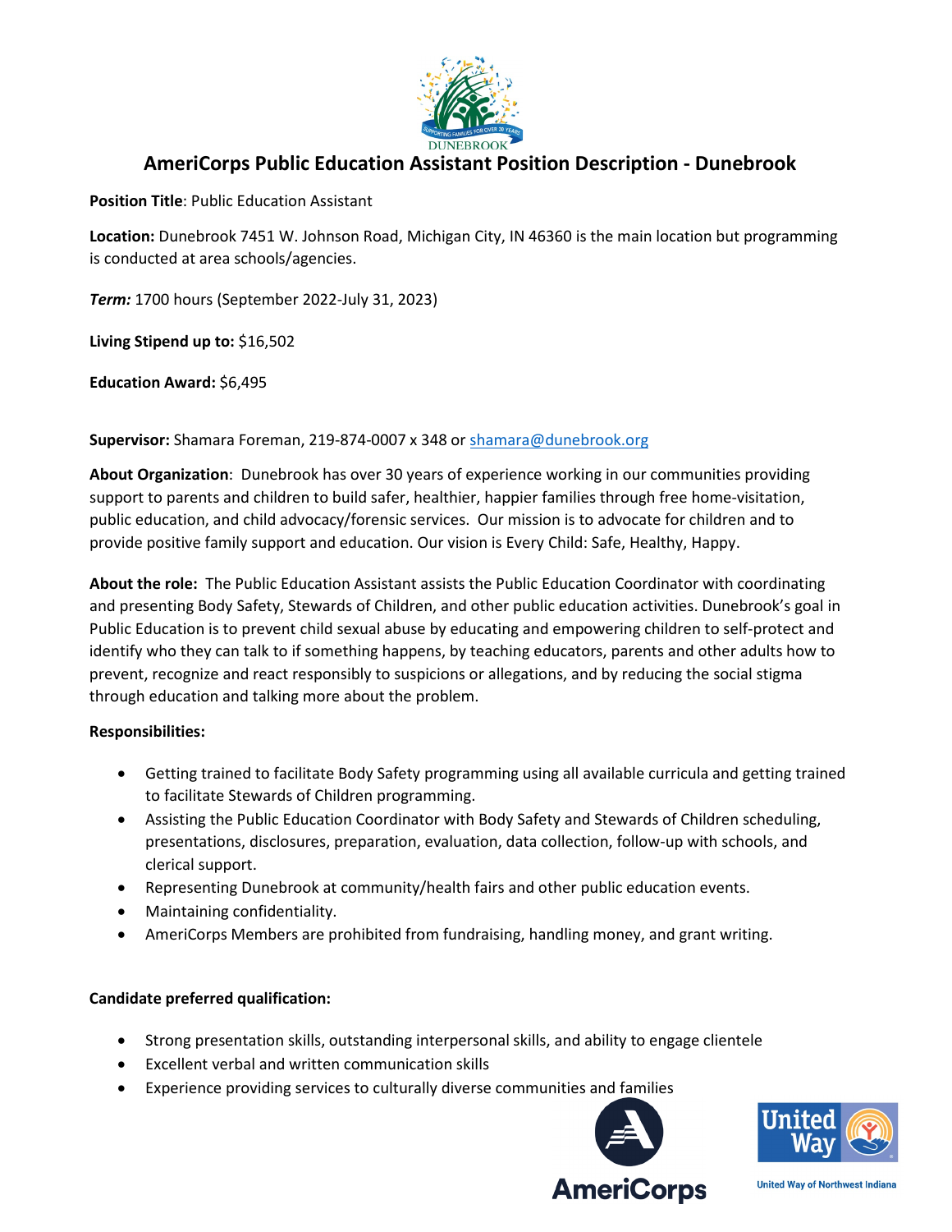# AmeriCorps Public Education Assistant Position Description - Dunebrook

**Position Title**: Public Education Assistant

**Location:** Dunebrook 7451 W. Johnson Road, Michigan City, IN 46360 is the main location but programming is conducted at area schools/agencies.

***Term:*** 1700 hours (September 2022-July 31, 2023)

**Living Stipend up to:** $16,502

**Education Award:** $6,495

**Supervisor:** Shamara Foreman, 219-874-0007 x 348 or shamara@dunebrook.org

**About Organization**: Dunebrook has over 30 years of experience working in our communities providing support to parents and children to build safer, healthier, happier families through free home-visitation, public education, and child advocacy/forensic services. Our mission is to advocate for children and to provide positive family support and education. Our vision is Every Child: Safe, Healthy, Happy.

**About the role:** The Public Education Assistant assists the Public Education Coordinator with coordinating and presenting Body Safety, Stewards of Children, and other public education activities. Dunebrook's goal in Public Education is to prevent child sexual abuse by educating and empowering children to self-protect and identify who they can talk to if something happens, by teaching educators, parents and other adults how to prevent, recognize and react responsibly to suspicions or allegations, and by reducing the social stigma through education and talking more about the problem.

**Responsibilities:**

- Getting trained to facilitate Body Safety programming using all available curricula and getting trained to facilitate Stewards of Children programming.
- Assisting the Public Education Coordinator with Body Safety and Stewards of Children scheduling, presentations, disclosures, preparation, evaluation, data collection, follow-up with schools, and clerical support.
- Representing Dunebrook at community/health fairs and other public education events.
- Maintaining confidentiality.
- AmeriCorps Members are prohibited from fundraising, handling money, and grant writing.

**Candidate preferred qualification:**

- Strong presentation skills, outstanding interpersonal skills, and ability to engage clientele
- Excellent verbal and written communication skills
- Experience providing services to culturally diverse communities and families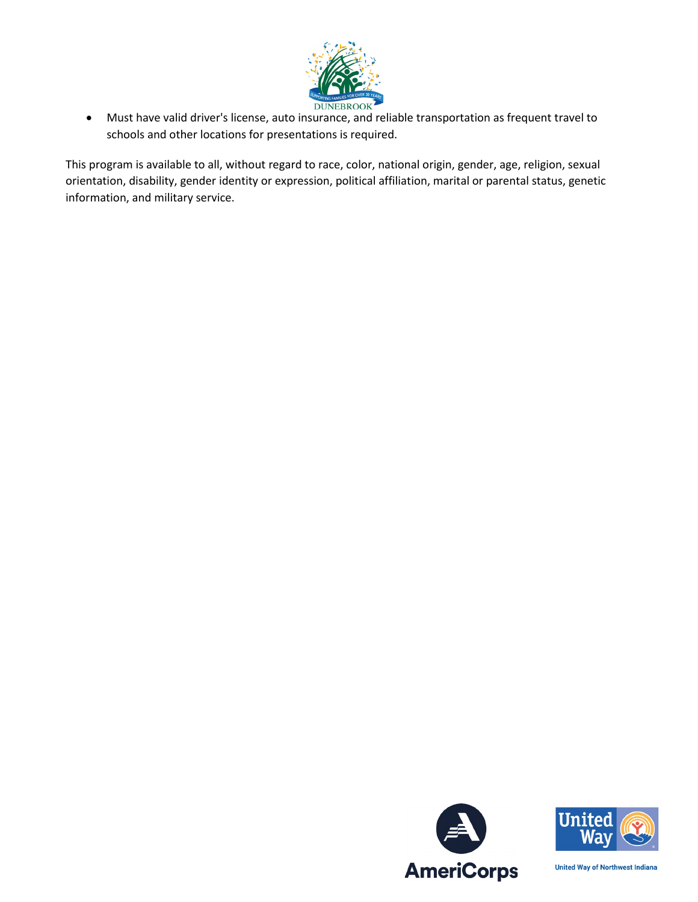- Must have valid driver's license, auto insurance, and reliable transportation as frequent travel to schools and other locations for presentations is required.

This program is available to all, without regard to race, color, national origin, gender, age, religion, sexual orientation, disability, gender identity or expression, political affiliation, marital or parental status, genetic information, and military service.